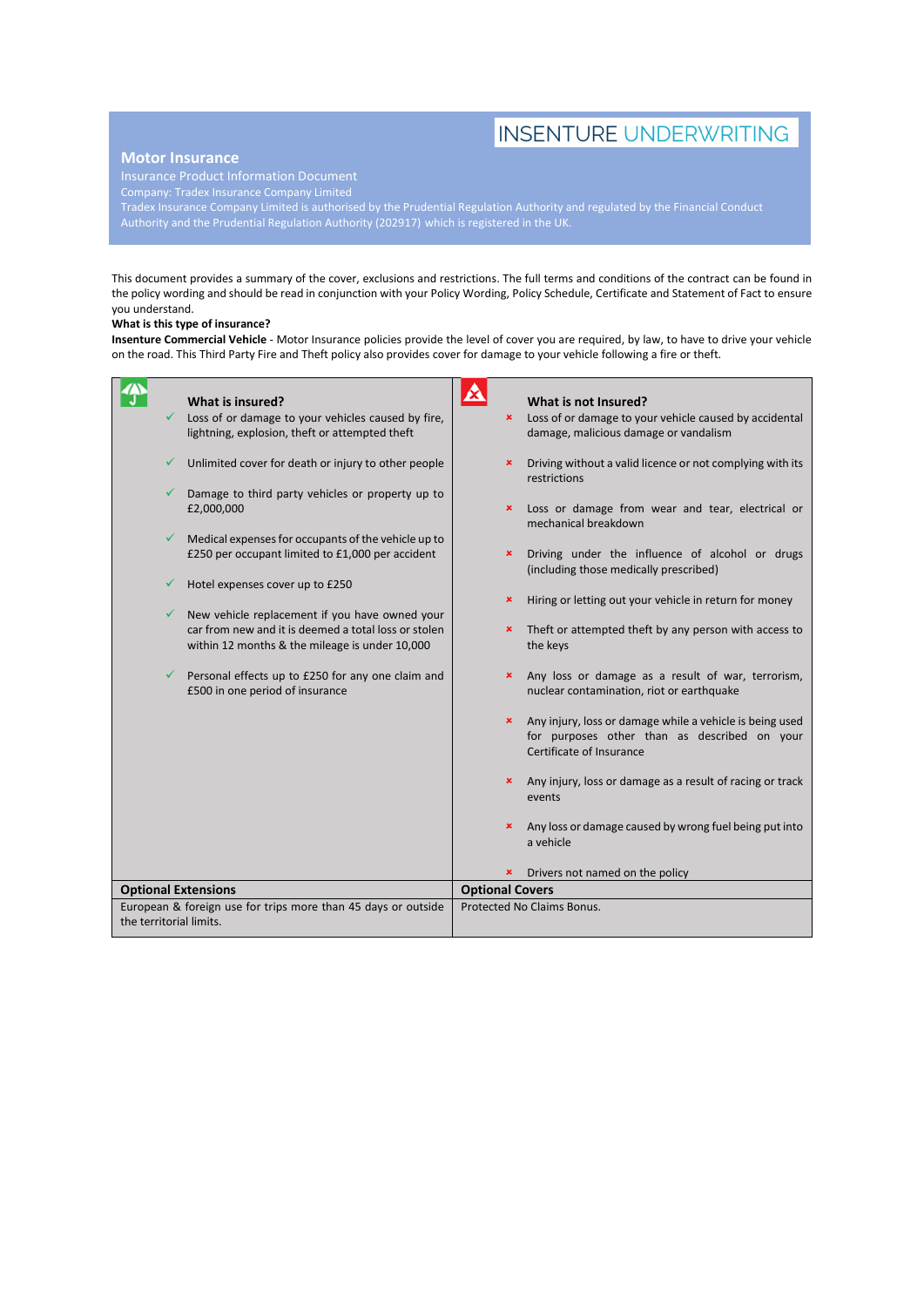INSENTURE UNDERWRITING

# Motor Insurance

Insurance Product Information Document

Company: Tradex Insurance Company Limited

Tradex Insurance Company Limited is authorised by the Prudential Regulation Authority and regulated by the Financial Conduct Authority and the Prudential Regulation Authority (202917) which is registered in the UK.

This document provides a summary of the cover, exclusions and restrictions. The full terms and conditions of the contract can be found in the policy wording and should be read in conjunction with your Policy Wording, Policy Schedule, Certificate and Statement of Fact to ensure you understand.

**What is this type of insurance?**

**Insenture Commercial Vehicle** - Motor Insurance policies provide the level of cover you are required, by law, to have to drive your vehicle on the road. This Third Party Fire and Theft policy also provides cover for damage to your vehicle following a fire or theft.

## What is insured?

- ✓ Loss of or damage to your vehicles caused by fire, lightning, explosion, theft or attempted theft
- ✓ Unlimited cover for death or injury to other people
- ✓ Damage to third party vehicles or property up to £2,000,000
- ✓ Medical expenses for occupants of the vehicle up to £250 per occupant limited to £1,000 per accident
- ✓ Hotel expenses cover up to £250
- ✓ New vehicle replacement if you have owned your car from new and it is deemed a total loss or stolen within 12 months & the mileage is under 10,000
- ✓ Personal effects up to £250 for any one claim and £500 in one period of insurance

## What is not Insured?

- × Loss of or damage to your vehicle caused by accidental damage, malicious damage or vandalism
- × Driving without a valid licence or not complying with its restrictions
- × Loss or damage from wear and tear, electrical or mechanical breakdown
- × Driving under the influence of alcohol or drugs (including those medically prescribed)
- × Hiring or letting out your vehicle in return for money
- × Theft or attempted theft by any person with access to the keys
- × Any loss or damage as a result of war, terrorism, nuclear contamination, riot or earthquake
- × Any injury, loss or damage while a vehicle is being used for purposes other than as described on your Certificate of Insurance
- × Any injury, loss or damage as a result of racing or track events
- × Any loss or damage caused by wrong fuel being put into a vehicle
- × Drivers not named on the policy

| Optional Extensions | Optional Covers |
|---|---|
| European & foreign use for trips more than 45 days or outside the territorial limits. | Protected No Claims Bonus. |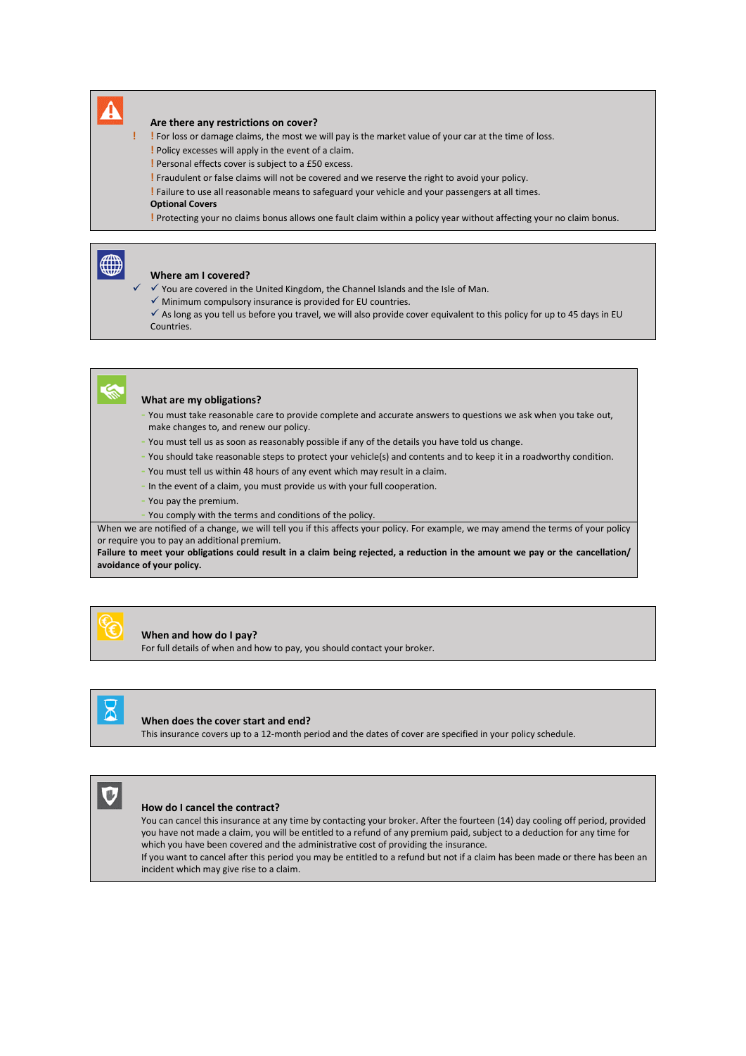## Are there any restrictions on cover?

- ! For loss or damage claims, the most we will pay is the market value of your car at the time of loss.
- ! Policy excesses will apply in the event of a claim.
- ! Personal effects cover is subject to a £50 excess.
- ! Fraudulent or false claims will not be covered and we reserve the right to avoid your policy.
- ! Failure to use all reasonable means to safeguard your vehicle and your passengers at all times.

**Optional Covers**

- ! Protecting your no claims bonus allows one fault claim within a policy year without affecting your no claim bonus.

## Where am I covered?

- ✓ You are covered in the United Kingdom, the Channel Islands and the Isle of Man.
- ✓ Minimum compulsory insurance is provided for EU countries.
- ✓ As long as you tell us before you travel, we will also provide cover equivalent to this policy for up to 45 days in EU Countries.

## What are my obligations?

- You must take reasonable care to provide complete and accurate answers to questions we ask when you take out, make changes to, and renew our policy.
- You must tell us as soon as reasonably possible if any of the details you have told us change.
- You should take reasonable steps to protect your vehicle(s) and contents and to keep it in a roadworthy condition.
- You must tell us within 48 hours of any event which may result in a claim.
- In the event of a claim, you must provide us with your full cooperation.
- You pay the premium.
- You comply with the terms and conditions of the policy.

When we are notified of a change, we will tell you if this affects your policy. For example, we may amend the terms of your policy or require you to pay an additional premium.

**Failure to meet your obligations could result in a claim being rejected, a reduction in the amount we pay or the cancellation/ avoidance of your policy.**

## When and how do I pay?

For full details of when and how to pay, you should contact your broker.

## When does the cover start and end?

This insurance covers up to a 12-month period and the dates of cover are specified in your policy schedule.

## How do I cancel the contract?

You can cancel this insurance at any time by contacting your broker. After the fourteen (14) day cooling off period, provided you have not made a claim, you will be entitled to a refund of any premium paid, subject to a deduction for any time for which you have been covered and the administrative cost of providing the insurance.

If you want to cancel after this period you may be entitled to a refund but not if a claim has been made or there has been an incident which may give rise to a claim.